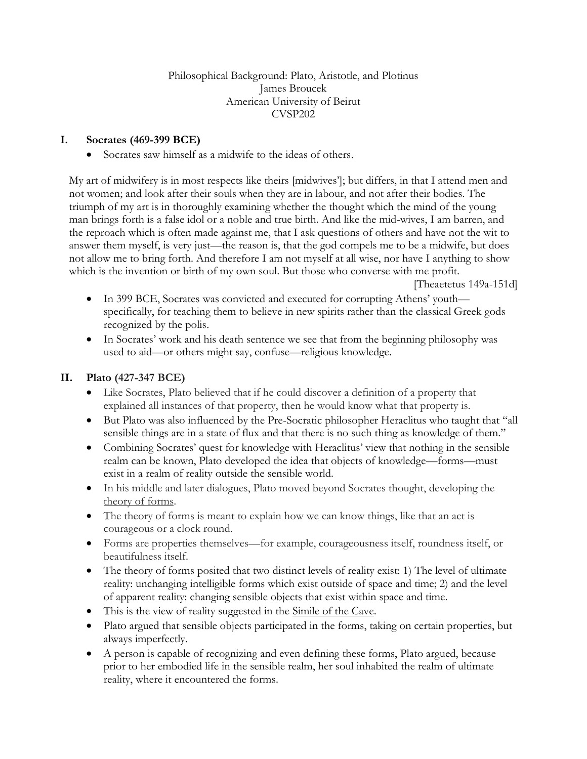# Philosophical Background: Plato, Aristotle, and Plotinus

James Broucek

American University of Beirut

CVSP202

## I. Socrates (469-399 BCE)

- Socrates saw himself as a midwife to the ideas of others.

> My art of midwifery is in most respects like theirs [midwives']; but differs, in that I attend men and not women; and look after their souls when they are in labour, and not after their bodies. The triumph of my art is in thoroughly examining whether the thought which the mind of the young man brings forth is a false idol or a noble and true birth. And like the mid-wives, I am barren, and the reproach which is often made against me, that I ask questions of others and have not the wit to answer them myself, is very just—the reason is, that the god compels me to be a midwife, but does not allow me to bring forth. And therefore I am not myself at all wise, nor have I anything to show which is the invention or birth of my own soul. But those who converse with me profit.
>
> [Theaetetus 149a-151d]

- In 399 BCE, Socrates was convicted and executed for corrupting Athens' youth—specifically, for teaching them to believe in new spirits rather than the classical Greek gods recognized by the polis.
- In Socrates' work and his death sentence we see that from the beginning philosophy was used to aid—or others might say, confuse—religious knowledge.

## II. Plato (427-347 BCE)

- Like Socrates, Plato believed that if he could discover a definition of a property that explained all instances of that property, then he would know what that property is.
- But Plato was also influenced by the Pre-Socratic philosopher Heraclitus who taught that "all sensible things are in a state of flux and that there is no such thing as knowledge of them."
- Combining Socrates' quest for knowledge with Heraclitus' view that nothing in the sensible realm can be known, Plato developed the idea that objects of knowledge—forms—must exist in a realm of reality outside the sensible world.
- In his middle and later dialogues, Plato moved beyond Socrates thought, developing the <u>theory of forms</u>.
- The theory of forms is meant to explain how we can know things, like that an act is courageous or a clock round.
- Forms are properties themselves—for example, courageousness itself, roundness itself, or beautifulness itself.
- The theory of forms posited that two distinct levels of reality exist: 1) The level of ultimate reality: unchanging intelligible forms which exist outside of space and time; 2) and the level of apparent reality: changing sensible objects that exist within space and time.
- This is the view of reality suggested in the <u>Simile of the Cave</u>.
- Plato argued that sensible objects participated in the forms, taking on certain properties, but always imperfectly.
- A person is capable of recognizing and even defining these forms, Plato argued, because prior to her embodied life in the sensible realm, her soul inhabited the realm of ultimate reality, where it encountered the forms.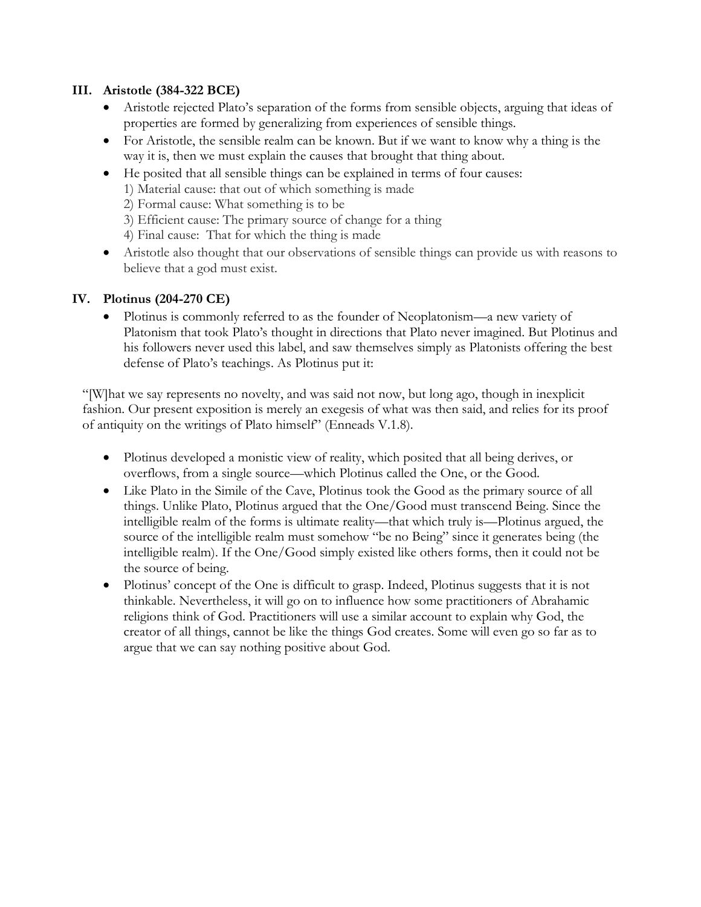## III. Aristotle (384-322 BCE)

- Aristotle rejected Plato's separation of the forms from sensible objects, arguing that ideas of properties are formed by generalizing from experiences of sensible things.
- For Aristotle, the sensible realm can be known. But if we want to know why a thing is the way it is, then we must explain the causes that brought that thing about.
- He posited that all sensible things can be explained in terms of four causes:
  1) Material cause: that out of which something is made
  2) Formal cause: What something is to be
  3) Efficient cause: The primary source of change for a thing
  4) Final cause: That for which the thing is made
- Aristotle also thought that our observations of sensible things can provide us with reasons to believe that a god must exist.

## IV. Plotinus (204-270 CE)

- Plotinus is commonly referred to as the founder of Neoplatonism—a new variety of Platonism that took Plato's thought in directions that Plato never imagined. But Plotinus and his followers never used this label, and saw themselves simply as Platonists offering the best defense of Plato's teachings. As Plotinus put it:

"[W]hat we say represents no novelty, and was said not now, but long ago, though in inexplicit fashion. Our present exposition is merely an exegesis of what was then said, and relies for its proof of antiquity on the writings of Plato himself" (Enneads V.1.8).

- Plotinus developed a monistic view of reality, which posited that all being derives, or overflows, from a single source—which Plotinus called the One, or the Good.
- Like Plato in the Simile of the Cave, Plotinus took the Good as the primary source of all things. Unlike Plato, Plotinus argued that the One/Good must transcend Being. Since the intelligible realm of the forms is ultimate reality—that which truly is—Plotinus argued, the source of the intelligible realm must somehow "be no Being" since it generates being (the intelligible realm). If the One/Good simply existed like others forms, then it could not be the source of being.
- Plotinus' concept of the One is difficult to grasp. Indeed, Plotinus suggests that it is not thinkable. Nevertheless, it will go on to influence how some practitioners of Abrahamic religions think of God. Practitioners will use a similar account to explain why God, the creator of all things, cannot be like the things God creates. Some will even go so far as to argue that we can say nothing positive about God.